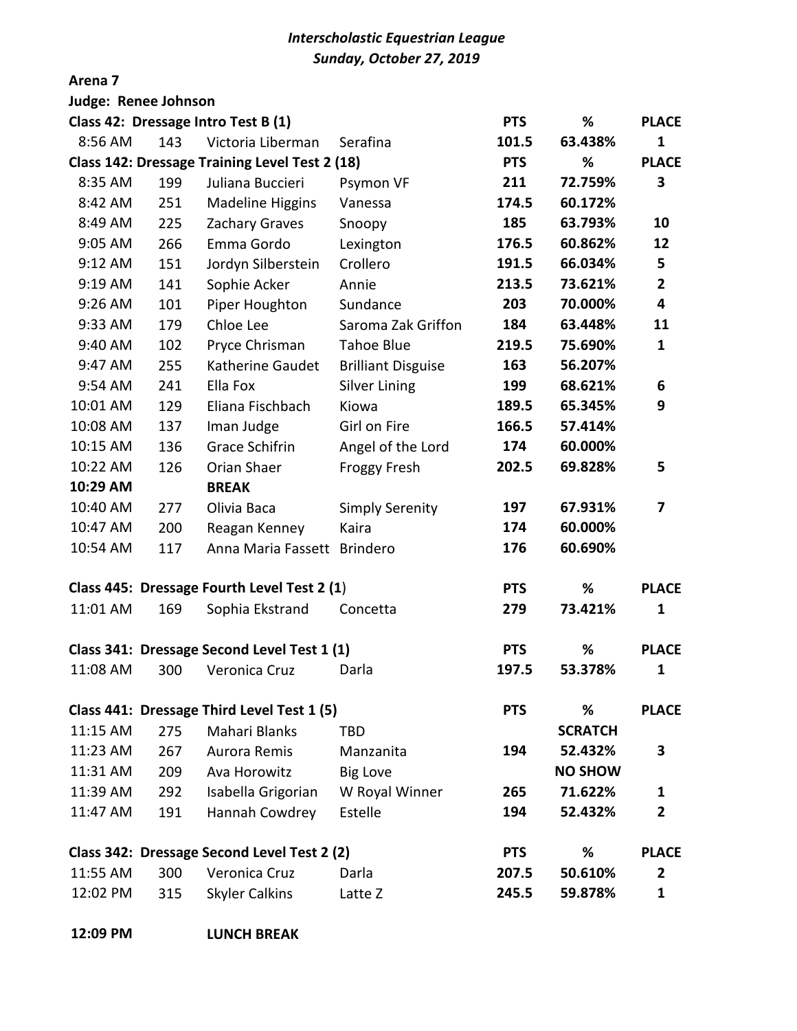*Interscholastic Equestrian League*
*Sunday, October 27, 2019*

**Arena 7**

**Judge: Renee Johnson**

| **Class 42: Dressage Intro Test B (1)** | | | | **PTS** | **%** | **PLACE** |
|---|---|---|---|---|---|---|
| 8:56 AM | 143 | Victoria Liberman | Serafina | **101.5** | **63.438%** | **1** |

| **Class 142: Dressage Training Level Test 2 (18)** | | | | **PTS** | **%** | **PLACE** |
|---|---|---|---|---|---|---|
| 8:35 AM | 199 | Juliana Buccieri | Psymon VF | **211** | **72.759%** | **3** |
| 8:42 AM | 251 | Madeline Higgins | Vanessa | **174.5** | **60.172%** | |
| 8:49 AM | 225 | Zachary Graves | Snoopy | **185** | **63.793%** | **10** |
| 9:05 AM | 266 | Emma Gordo | Lexington | **176.5** | **60.862%** | **12** |
| 9:12 AM | 151 | Jordyn Silberstein | Crollero | **191.5** | **66.034%** | **5** |
| 9:19 AM | 141 | Sophie Acker | Annie | **213.5** | **73.621%** | **2** |
| 9:26 AM | 101 | Piper Houghton | Sundance | **203** | **70.000%** | **4** |
| 9:33 AM | 179 | Chloe Lee | Saroma Zak Griffon | **184** | **63.448%** | **11** |
| 9:40 AM | 102 | Pryce Chrisman | Tahoe Blue | **219.5** | **75.690%** | **1** |
| 9:47 AM | 255 | Katherine Gaudet | Brilliant Disguise | **163** | **56.207%** | |
| 9:54 AM | 241 | Ella Fox | Silver Lining | **199** | **68.621%** | **6** |
| 10:01 AM | 129 | Eliana Fischbach | Kiowa | **189.5** | **65.345%** | **9** |
| 10:08 AM | 137 | Iman Judge | Girl on Fire | **166.5** | **57.414%** | |
| 10:15 AM | 136 | Grace Schifrin | Angel of the Lord | **174** | **60.000%** | |
| 10:22 AM | 126 | Orian Shaer | Froggy Fresh | **202.5** | **69.828%** | **5** |
| **10:29 AM** | | **BREAK** | | | | |
| 10:40 AM | 277 | Olivia Baca | Simply Serenity | **197** | **67.931%** | **7** |
| 10:47 AM | 200 | Reagan Kenney | Kaira | **174** | **60.000%** | |
| 10:54 AM | 117 | Anna Maria Fassett | Brindero | **176** | **60.690%** | |

| **Class 445: Dressage Fourth Level Test 2 (1)** | | | | **PTS** | **%** | **PLACE** |
|---|---|---|---|---|---|---|
| 11:01 AM | 169 | Sophia Ekstrand | Concetta | **279** | **73.421%** | **1** |

| **Class 341: Dressage Second Level Test 1 (1)** | | | | **PTS** | **%** | **PLACE** |
|---|---|---|---|---|---|---|
| 11:08 AM | 300 | Veronica Cruz | Darla | **197.5** | **53.378%** | **1** |

| **Class 441: Dressage Third Level Test 1 (5)** | | | | **PTS** | **%** | **PLACE** |
|---|---|---|---|---|---|---|
| 11:15 AM | 275 | Mahari Blanks | TBD | | **SCRATCH** | |
| 11:23 AM | 267 | Aurora Remis | Manzanita | **194** | **52.432%** | **3** |
| 11:31 AM | 209 | Ava Horowitz | Big Love | | **NO SHOW** | |
| 11:39 AM | 292 | Isabella Grigorian | W Royal Winner | **265** | **71.622%** | **1** |
| 11:47 AM | 191 | Hannah Cowdrey | Estelle | **194** | **52.432%** | **2** |

| **Class 342: Dressage Second Level Test 2 (2)** | | | | **PTS** | **%** | **PLACE** |
|---|---|---|---|---|---|---|
| 11:55 AM | 300 | Veronica Cruz | Darla | **207.5** | **50.610%** | **2** |
| 12:02 PM | 315 | Skyler Calkins | Latte Z | **245.5** | **59.878%** | **1** |

**12:09 PM** **LUNCH BREAK**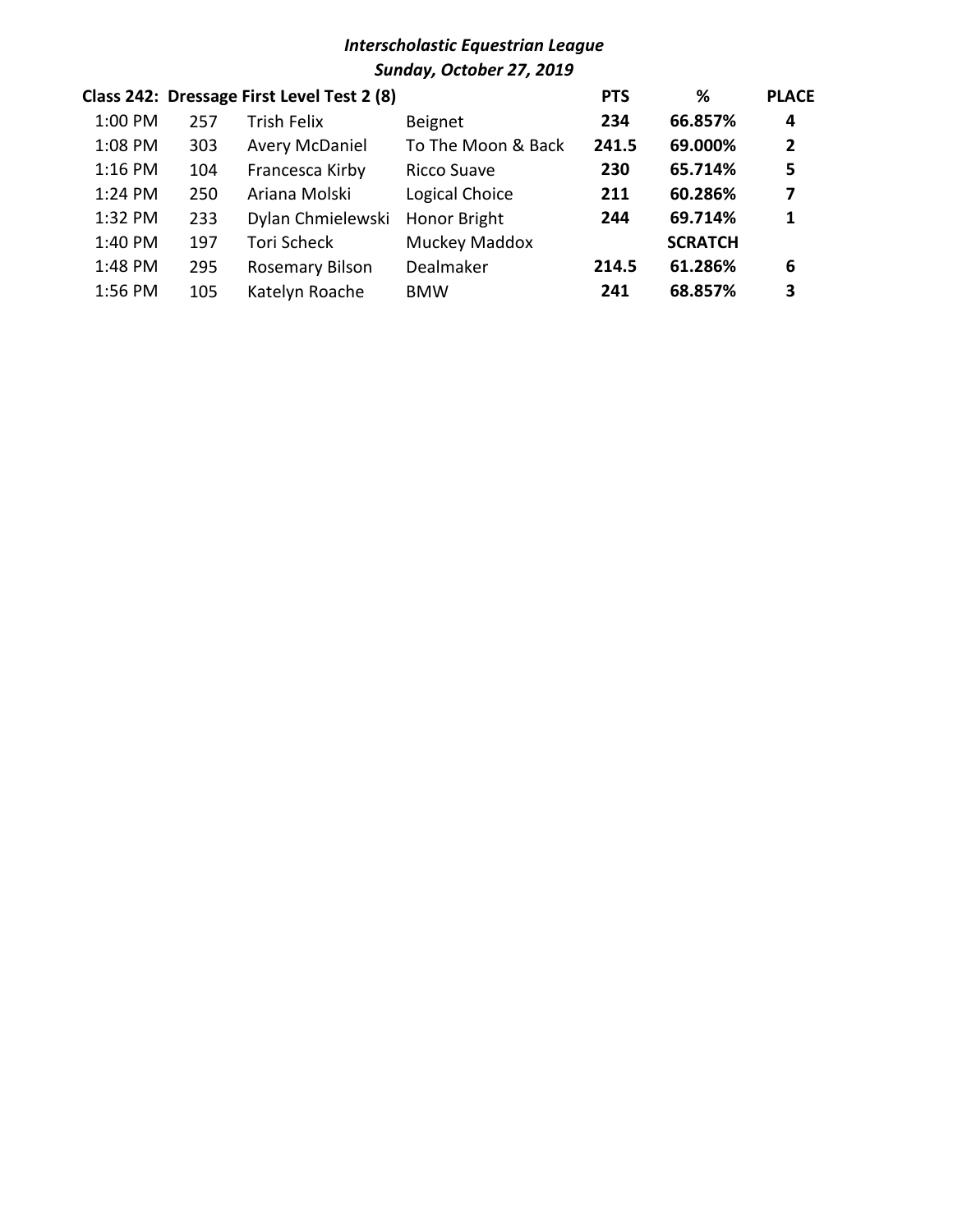***Interscholastic Equestrian League***

***Sunday, October 27, 2019***

| **Class 242: Dressage First Level Test 2 (8)** | | | | **PTS** | **%** | **PLACE** |
|---|---|---|---|---|---|---|
| 1:00 PM | 257 | Trish Felix | Beignet | **234** | **66.857%** | **4** |
| 1:08 PM | 303 | Avery McDaniel | To The Moon & Back | **241.5** | **69.000%** | **2** |
| 1:16 PM | 104 | Francesca Kirby | Ricco Suave | **230** | **65.714%** | **5** |
| 1:24 PM | 250 | Ariana Molski | Logical Choice | **211** | **60.286%** | **7** |
| 1:32 PM | 233 | Dylan Chmielewski | Honor Bright | **244** | **69.714%** | **1** |
| 1:40 PM | 197 | Tori Scheck | Muckey Maddox | | **SCRATCH** | |
| 1:48 PM | 295 | Rosemary Bilson | Dealmaker | **214.5** | **61.286%** | **6** |
| 1:56 PM | 105 | Katelyn Roache | BMW | **241** | **68.857%** | **3** |